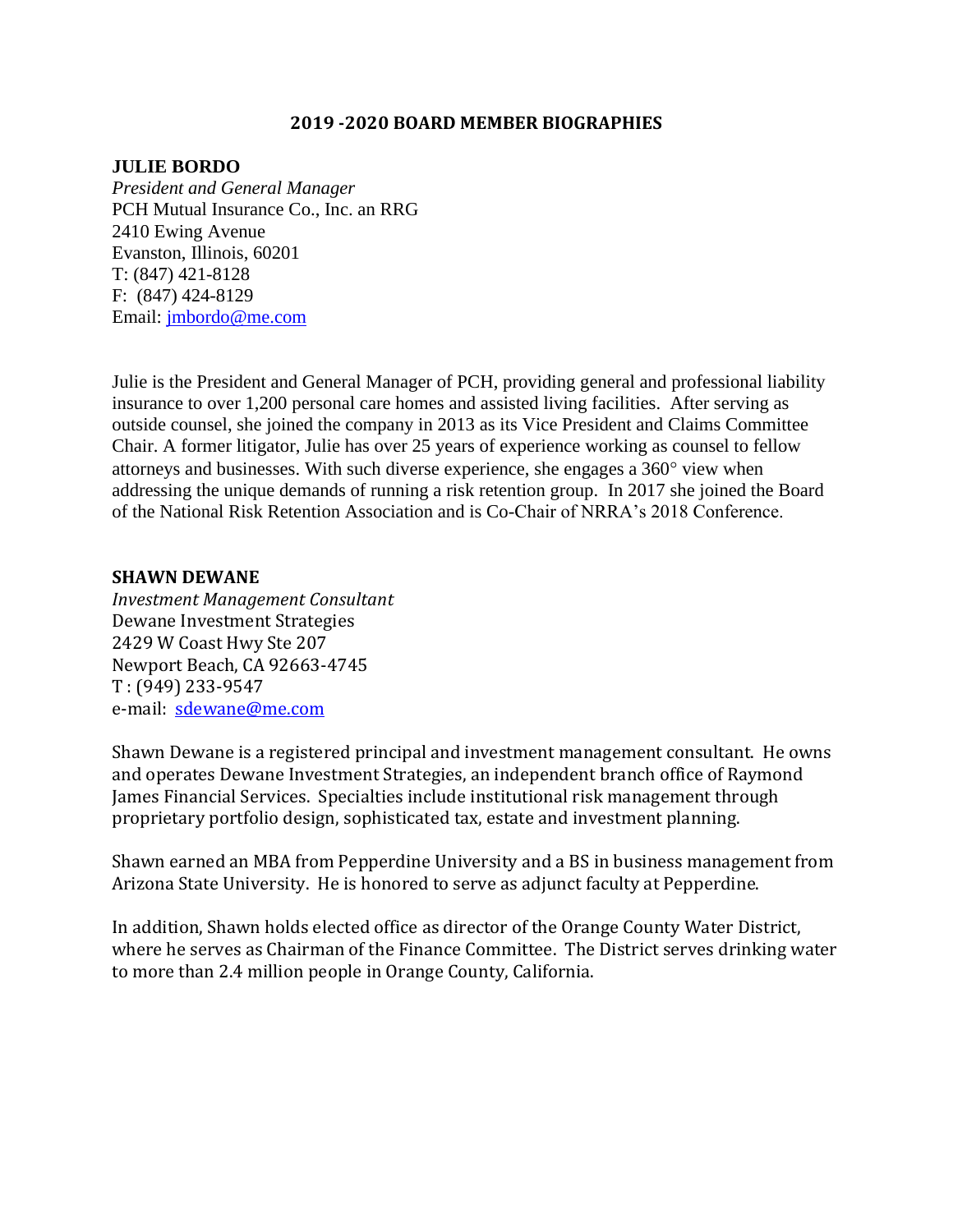# 2019 -2020 BOARD MEMBER BIOGRAPHIES

## JULIE BORDO

*President and General Manager*
PCH Mutual Insurance Co., Inc. an RRG
2410 Ewing Avenue
Evanston, Illinois, 60201
T: (847) 421-8128
F: (847) 424-8129
Email: jmbordo@me.com

Julie is the President and General Manager of PCH, providing general and professional liability insurance to over 1,200 personal care homes and assisted living facilities. After serving as outside counsel, she joined the company in 2013 as its Vice President and Claims Committee Chair. A former litigator, Julie has over 25 years of experience working as counsel to fellow attorneys and businesses. With such diverse experience, she engages a 360° view when addressing the unique demands of running a risk retention group. In 2017 she joined the Board of the National Risk Retention Association and is Co-Chair of NRRA's 2018 Conference.

## SHAWN DEWANE

*Investment Management Consultant*
Dewane Investment Strategies
2429 W Coast Hwy Ste 207
Newport Beach, CA 92663-4745
T : (949) 233-9547
e-mail: sdewane@me.com

Shawn Dewane is a registered principal and investment management consultant. He owns and operates Dewane Investment Strategies, an independent branch office of Raymond James Financial Services. Specialties include institutional risk management through proprietary portfolio design, sophisticated tax, estate and investment planning.

Shawn earned an MBA from Pepperdine University and a BS in business management from Arizona State University. He is honored to serve as adjunct faculty at Pepperdine.

In addition, Shawn holds elected office as director of the Orange County Water District, where he serves as Chairman of the Finance Committee. The District serves drinking water to more than 2.4 million people in Orange County, California.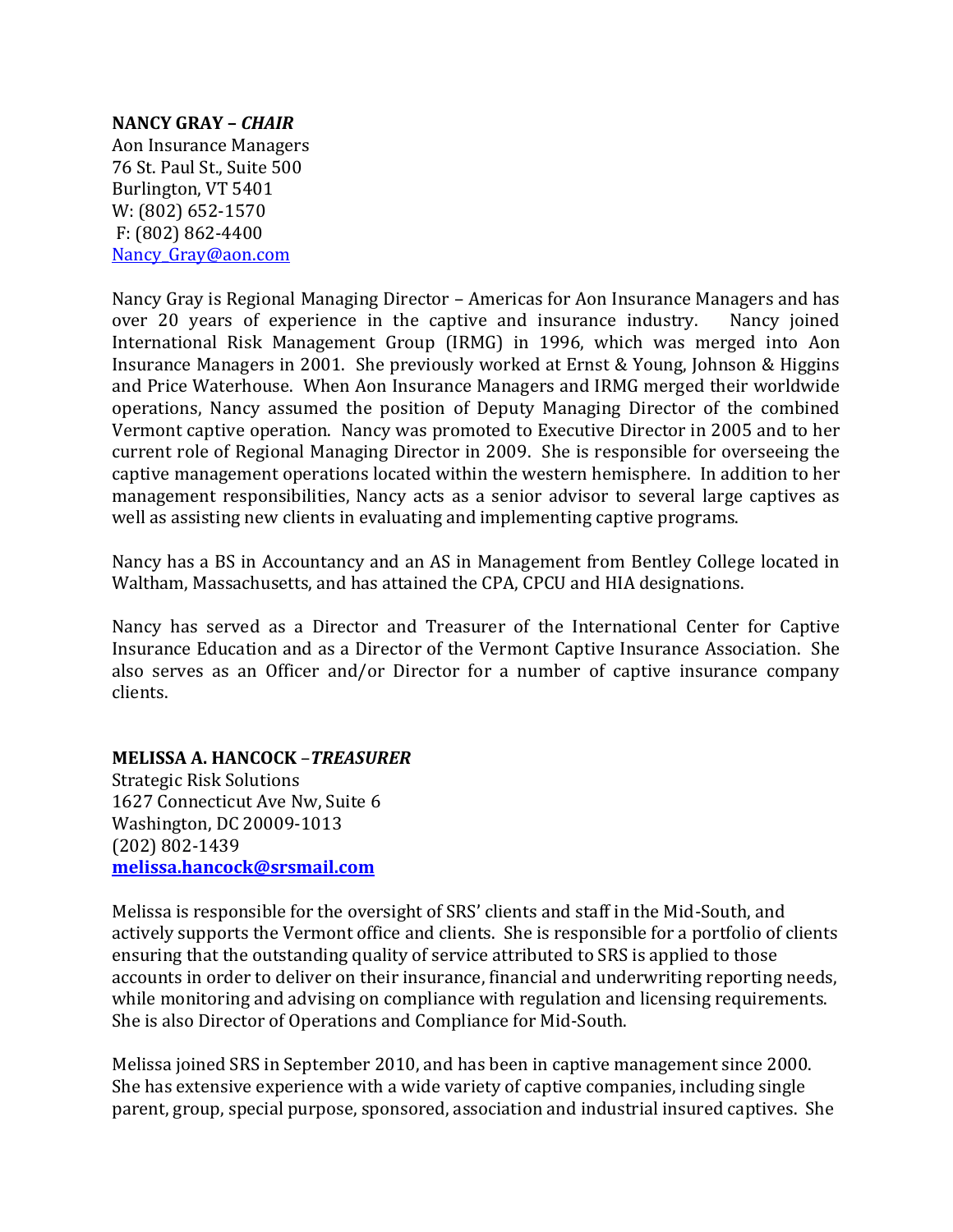**NANCY GRAY – *CHAIR***
Aon Insurance Managers
76 St. Paul St., Suite 500
Burlington, VT 5401
W: (802) 652-1570
F: (802) 862-4400
Nancy_Gray@aon.com

Nancy Gray is Regional Managing Director – Americas for Aon Insurance Managers and has over 20 years of experience in the captive and insurance industry. Nancy joined International Risk Management Group (IRMG) in 1996, which was merged into Aon Insurance Managers in 2001. She previously worked at Ernst & Young, Johnson & Higgins and Price Waterhouse. When Aon Insurance Managers and IRMG merged their worldwide operations, Nancy assumed the position of Deputy Managing Director of the combined Vermont captive operation. Nancy was promoted to Executive Director in 2005 and to her current role of Regional Managing Director in 2009. She is responsible for overseeing the captive management operations located within the western hemisphere. In addition to her management responsibilities, Nancy acts as a senior advisor to several large captives as well as assisting new clients in evaluating and implementing captive programs.

Nancy has a BS in Accountancy and an AS in Management from Bentley College located in Waltham, Massachusetts, and has attained the CPA, CPCU and HIA designations.

Nancy has served as a Director and Treasurer of the International Center for Captive Insurance Education and as a Director of the Vermont Captive Insurance Association. She also serves as an Officer and/or Director for a number of captive insurance company clients.

**MELISSA A. HANCOCK –*TREASURER***
Strategic Risk Solutions
1627 Connecticut Ave Nw, Suite 6
Washington, DC 20009-1013
(202) 802-1439
**melissa.hancock@srsmail.com**

Melissa is responsible for the oversight of SRS' clients and staff in the Mid-South, and actively supports the Vermont office and clients. She is responsible for a portfolio of clients ensuring that the outstanding quality of service attributed to SRS is applied to those accounts in order to deliver on their insurance, financial and underwriting reporting needs, while monitoring and advising on compliance with regulation and licensing requirements. She is also Director of Operations and Compliance for Mid-South.

Melissa joined SRS in September 2010, and has been in captive management since 2000. She has extensive experience with a wide variety of captive companies, including single parent, group, special purpose, sponsored, association and industrial insured captives. She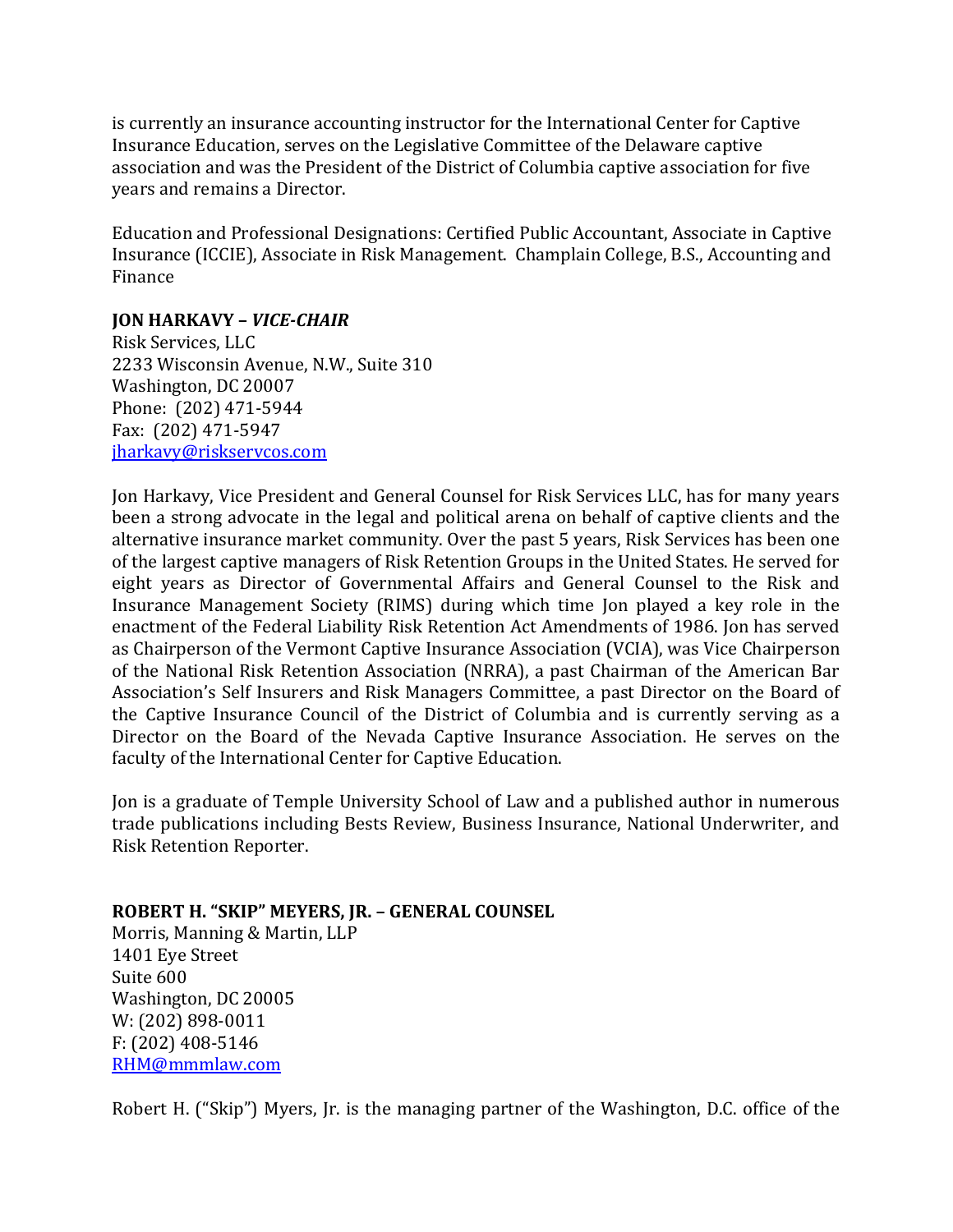is currently an insurance accounting instructor for the International Center for Captive Insurance Education, serves on the Legislative Committee of the Delaware captive association and was the President of the District of Columbia captive association for five years and remains a Director.

Education and Professional Designations: Certified Public Accountant, Associate in Captive Insurance (ICCIE), Associate in Risk Management. Champlain College, B.S., Accounting and Finance

**JON HARKAVY – *VICE-CHAIR***
Risk Services, LLC
2233 Wisconsin Avenue, N.W., Suite 310
Washington, DC 20007
Phone: (202) 471-5944
Fax: (202) 471-5947
jharkavy@riskservcos.com

Jon Harkavy, Vice President and General Counsel for Risk Services LLC, has for many years been a strong advocate in the legal and political arena on behalf of captive clients and the alternative insurance market community. Over the past 5 years, Risk Services has been one of the largest captive managers of Risk Retention Groups in the United States. He served for eight years as Director of Governmental Affairs and General Counsel to the Risk and Insurance Management Society (RIMS) during which time Jon played a key role in the enactment of the Federal Liability Risk Retention Act Amendments of 1986. Jon has served as Chairperson of the Vermont Captive Insurance Association (VCIA), was Vice Chairperson of the National Risk Retention Association (NRRA), a past Chairman of the American Bar Association's Self Insurers and Risk Managers Committee, a past Director on the Board of the Captive Insurance Council of the District of Columbia and is currently serving as a Director on the Board of the Nevada Captive Insurance Association. He serves on the faculty of the International Center for Captive Education.

Jon is a graduate of Temple University School of Law and a published author in numerous trade publications including Bests Review, Business Insurance, National Underwriter, and Risk Retention Reporter.

**ROBERT H. "SKIP" MEYERS, JR. – GENERAL COUNSEL**
Morris, Manning & Martin, LLP
1401 Eye Street
Suite 600
Washington, DC 20005
W: (202) 898-0011
F: (202) 408-5146
RHM@mmmlaw.com

Robert H. ("Skip") Myers, Jr. is the managing partner of the Washington, D.C. office of the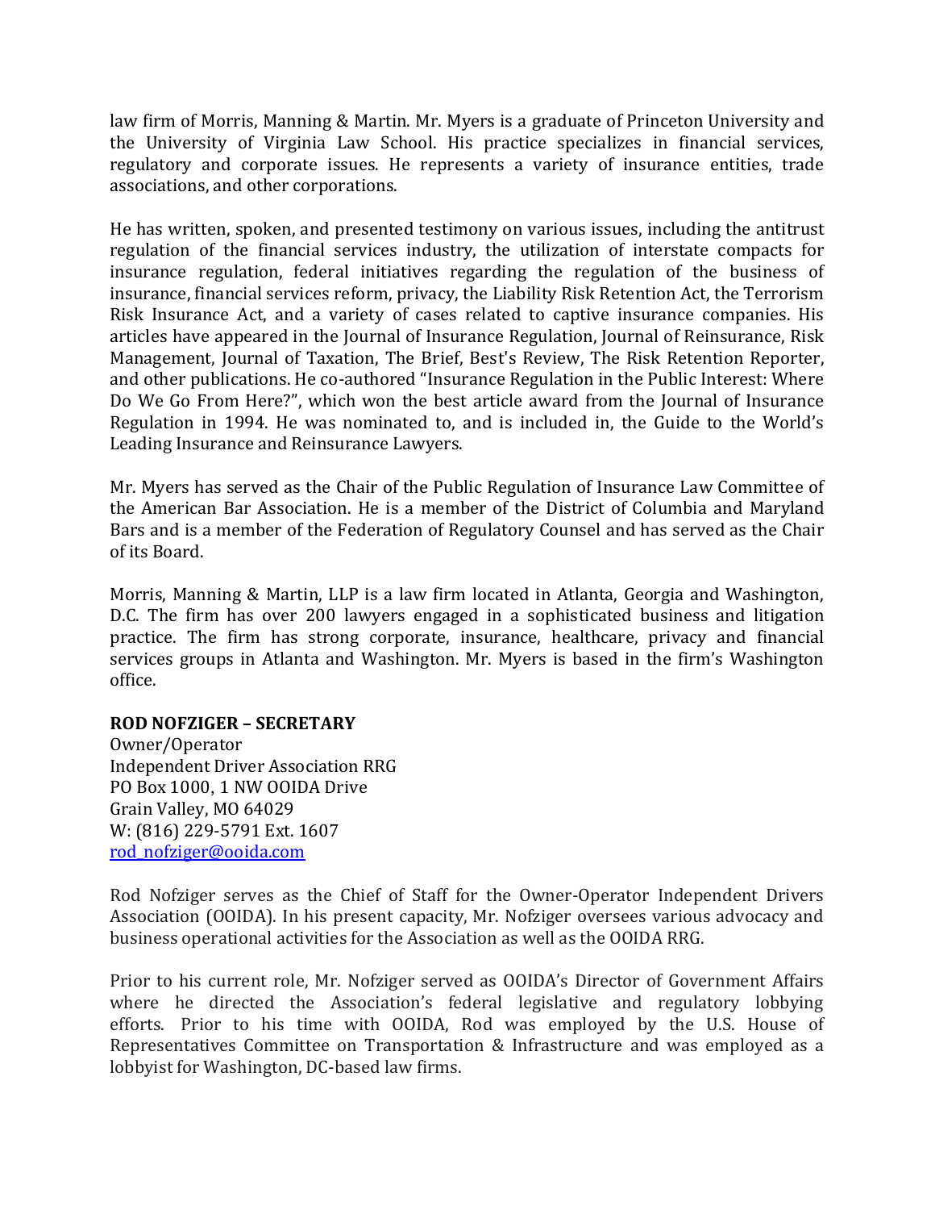law firm of Morris, Manning & Martin. Mr. Myers is a graduate of Princeton University and the University of Virginia Law School. His practice specializes in financial services, regulatory and corporate issues. He represents a variety of insurance entities, trade associations, and other corporations.

He has written, spoken, and presented testimony on various issues, including the antitrust regulation of the financial services industry, the utilization of interstate compacts for insurance regulation, federal initiatives regarding the regulation of the business of insurance, financial services reform, privacy, the Liability Risk Retention Act, the Terrorism Risk Insurance Act, and a variety of cases related to captive insurance companies. His articles have appeared in the Journal of Insurance Regulation, Journal of Reinsurance, Risk Management, Journal of Taxation, The Brief, Best's Review, The Risk Retention Reporter, and other publications. He co-authored "Insurance Regulation in the Public Interest: Where Do We Go From Here?", which won the best article award from the Journal of Insurance Regulation in 1994. He was nominated to, and is included in, the Guide to the World's Leading Insurance and Reinsurance Lawyers.

Mr. Myers has served as the Chair of the Public Regulation of Insurance Law Committee of the American Bar Association. He is a member of the District of Columbia and Maryland Bars and is a member of the Federation of Regulatory Counsel and has served as the Chair of its Board.

Morris, Manning & Martin, LLP is a law firm located in Atlanta, Georgia and Washington, D.C. The firm has over 200 lawyers engaged in a sophisticated business and litigation practice. The firm has strong corporate, insurance, healthcare, privacy and financial services groups in Atlanta and Washington. Mr. Myers is based in the firm's Washington office.

**ROD NOFZIGER – SECRETARY**
Owner/Operator
Independent Driver Association RRG
PO Box 1000, 1 NW OOIDA Drive
Grain Valley, MO 64029
W: (816) 229-5791 Ext. 1607
rod_nofziger@ooida.com

Rod Nofziger serves as the Chief of Staff for the Owner-Operator Independent Drivers Association (OOIDA). In his present capacity, Mr. Nofziger oversees various advocacy and business operational activities for the Association as well as the OOIDA RRG.

Prior to his current role, Mr. Nofziger served as OOIDA's Director of Government Affairs where he directed the Association's federal legislative and regulatory lobbying efforts. Prior to his time with OOIDA, Rod was employed by the U.S. House of Representatives Committee on Transportation & Infrastructure and was employed as a lobbyist for Washington, DC-based law firms.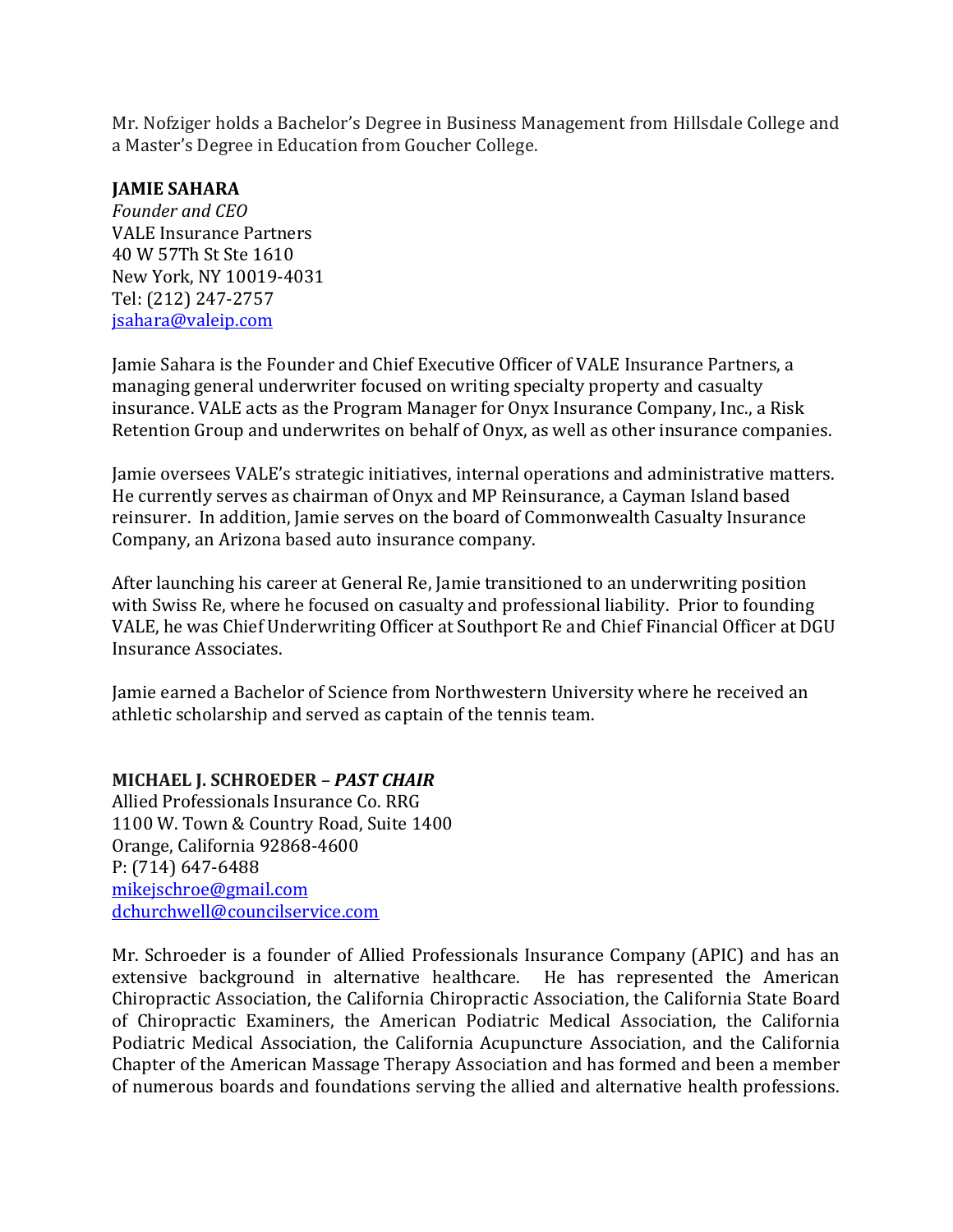Mr. Nofziger holds a Bachelor's Degree in Business Management from Hillsdale College and a Master's Degree in Education from Goucher College.

**JAMIE SAHARA**
*Founder and CEO*
VALE Insurance Partners
40 W 57Th St Ste 1610
New York, NY 10019-4031
Tel: (212) 247-2757
jsahara@valeip.com

Jamie Sahara is the Founder and Chief Executive Officer of VALE Insurance Partners, a managing general underwriter focused on writing specialty property and casualty insurance. VALE acts as the Program Manager for Onyx Insurance Company, Inc., a Risk Retention Group and underwrites on behalf of Onyx, as well as other insurance companies.

Jamie oversees VALE's strategic initiatives, internal operations and administrative matters. He currently serves as chairman of Onyx and MP Reinsurance, a Cayman Island based reinsurer. In addition, Jamie serves on the board of Commonwealth Casualty Insurance Company, an Arizona based auto insurance company.

After launching his career at General Re, Jamie transitioned to an underwriting position with Swiss Re, where he focused on casualty and professional liability. Prior to founding VALE, he was Chief Underwriting Officer at Southport Re and Chief Financial Officer at DGU Insurance Associates.

Jamie earned a Bachelor of Science from Northwestern University where he received an athletic scholarship and served as captain of the tennis team.

**MICHAEL J. SCHROEDER – *PAST CHAIR***
Allied Professionals Insurance Co. RRG
1100 W. Town & Country Road, Suite 1400
Orange, California 92868-4600
P: (714) 647-6488
mikejschroe@gmail.com
dchurchwell@councilservice.com

Mr. Schroeder is a founder of Allied Professionals Insurance Company (APIC) and has an extensive background in alternative healthcare. He has represented the American Chiropractic Association, the California Chiropractic Association, the California State Board of Chiropractic Examiners, the American Podiatric Medical Association, the California Podiatric Medical Association, the California Acupuncture Association, and the California Chapter of the American Massage Therapy Association and has formed and been a member of numerous boards and foundations serving the allied and alternative health professions.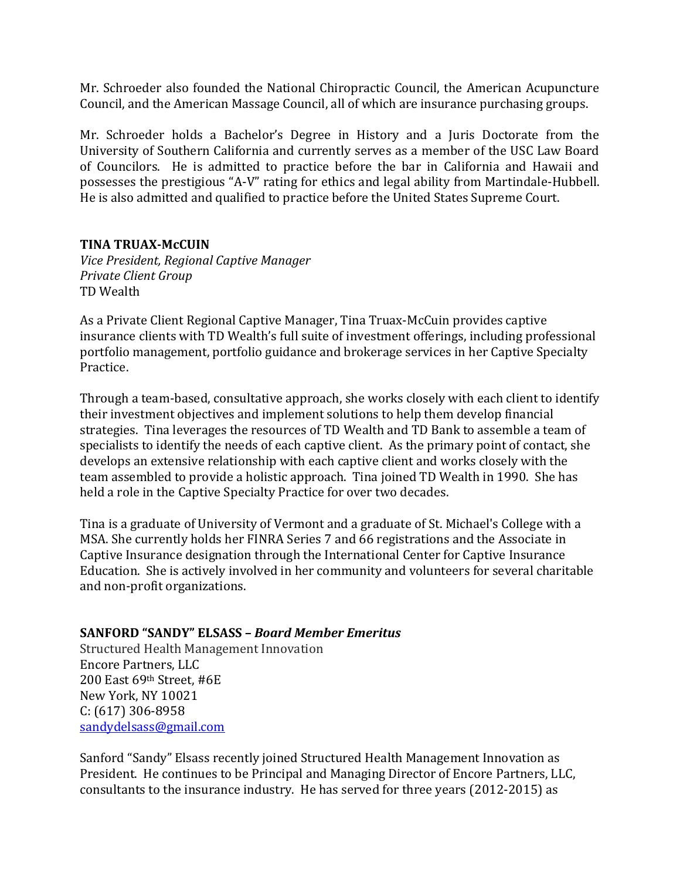Mr. Schroeder also founded the National Chiropractic Council, the American Acupuncture Council, and the American Massage Council, all of which are insurance purchasing groups.

Mr. Schroeder holds a Bachelor's Degree in History and a Juris Doctorate from the University of Southern California and currently serves as a member of the USC Law Board of Councilors. He is admitted to practice before the bar in California and Hawaii and possesses the prestigious "A-V" rating for ethics and legal ability from Martindale-Hubbell. He is also admitted and qualified to practice before the United States Supreme Court.

**TINA TRUAX-McCUIN**
*Vice President, Regional Captive Manager*
*Private Client Group*
TD Wealth

As a Private Client Regional Captive Manager, Tina Truax-McCuin provides captive insurance clients with TD Wealth's full suite of investment offerings, including professional portfolio management, portfolio guidance and brokerage services in her Captive Specialty Practice.

Through a team-based, consultative approach, she works closely with each client to identify their investment objectives and implement solutions to help them develop financial strategies. Tina leverages the resources of TD Wealth and TD Bank to assemble a team of specialists to identify the needs of each captive client. As the primary point of contact, she develops an extensive relationship with each captive client and works closely with the team assembled to provide a holistic approach. Tina joined TD Wealth in 1990. She has held a role in the Captive Specialty Practice for over two decades.

Tina is a graduate of University of Vermont and a graduate of St. Michael's College with a MSA. She currently holds her FINRA Series 7 and 66 registrations and the Associate in Captive Insurance designation through the International Center for Captive Insurance Education. She is actively involved in her community and volunteers for several charitable and non-profit organizations.

**SANFORD "SANDY" ELSASS –** ***Board Member Emeritus***
Structured Health Management Innovation
Encore Partners, LLC
200 East 69th Street, #6E
New York, NY 10021
C: (617) 306-8958
sandydelsass@gmail.com

Sanford "Sandy" Elsass recently joined Structured Health Management Innovation as President. He continues to be Principal and Managing Director of Encore Partners, LLC, consultants to the insurance industry. He has served for three years (2012-2015) as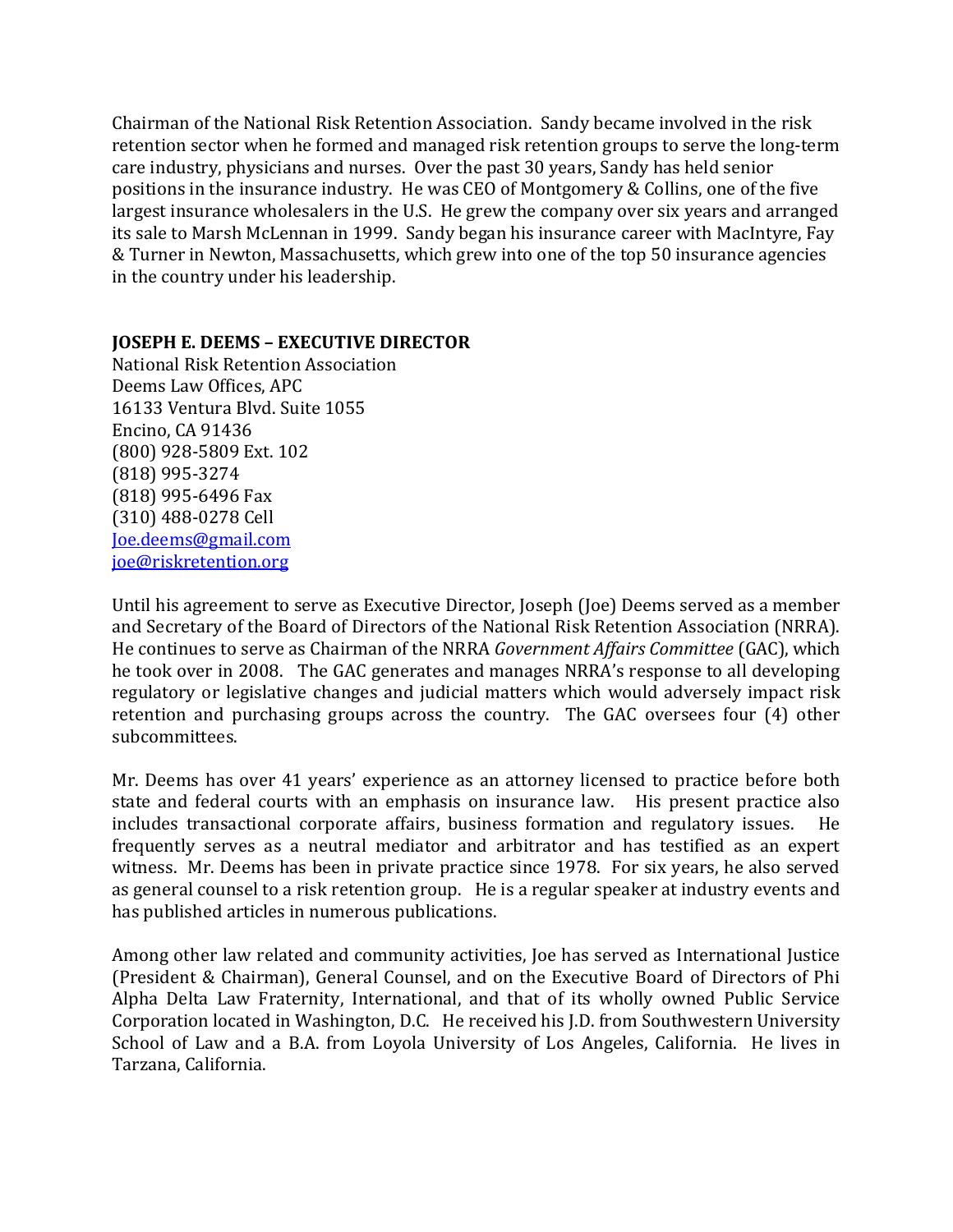Chairman of the National Risk Retention Association. Sandy became involved in the risk retention sector when he formed and managed risk retention groups to serve the long-term care industry, physicians and nurses. Over the past 30 years, Sandy has held senior positions in the insurance industry. He was CEO of Montgomery & Collins, one of the five largest insurance wholesalers in the U.S. He grew the company over six years and arranged its sale to Marsh McLennan in 1999. Sandy began his insurance career with MacIntyre, Fay & Turner in Newton, Massachusetts, which grew into one of the top 50 insurance agencies in the country under his leadership.

**JOSEPH E. DEEMS – EXECUTIVE DIRECTOR**

National Risk Retention Association
Deems Law Offices, APC
16133 Ventura Blvd. Suite 1055
Encino, CA 91436
(800) 928-5809 Ext. 102
(818) 995-3274
(818) 995-6496 Fax
(310) 488-0278 Cell
Joe.deems@gmail.com
joe@riskretention.org

Until his agreement to serve as Executive Director, Joseph (Joe) Deems served as a member and Secretary of the Board of Directors of the National Risk Retention Association (NRRA). He continues to serve as Chairman of the NRRA *Government Affairs Committee* (GAC), which he took over in 2008. The GAC generates and manages NRRA's response to all developing regulatory or legislative changes and judicial matters which would adversely impact risk retention and purchasing groups across the country. The GAC oversees four (4) other subcommittees.

Mr. Deems has over 41 years' experience as an attorney licensed to practice before both state and federal courts with an emphasis on insurance law. His present practice also includes transactional corporate affairs, business formation and regulatory issues. He frequently serves as a neutral mediator and arbitrator and has testified as an expert witness. Mr. Deems has been in private practice since 1978. For six years, he also served as general counsel to a risk retention group. He is a regular speaker at industry events and has published articles in numerous publications.

Among other law related and community activities, Joe has served as International Justice (President & Chairman), General Counsel, and on the Executive Board of Directors of Phi Alpha Delta Law Fraternity, International, and that of its wholly owned Public Service Corporation located in Washington, D.C. He received his J.D. from Southwestern University School of Law and a B.A. from Loyola University of Los Angeles, California. He lives in Tarzana, California.